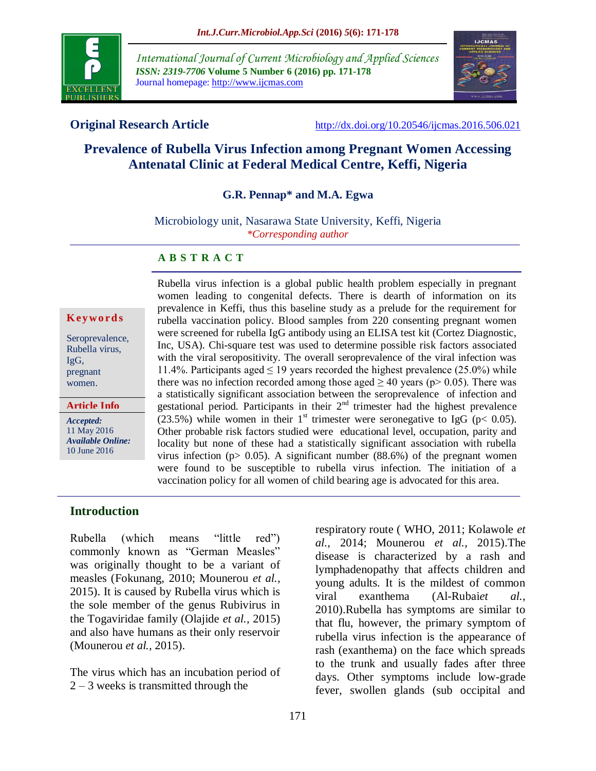**Original Research Article**

http://dx.doi.org/10.20546/ijcmas.2016.506.021

# Prevalence of Rubella Virus Infection among Pregnant Women Accessing Antenatal Clinic at Federal Medical Centre, Keffi, Nigeria

**G.R. Pennap\* and M.A. Egwa**

Microbiology unit, Nasarawa State University, Keffi, Nigeria

*\*Corresponding author*

## A B S T R A C T

**Keywords**

Seroprevalence, Rubella virus, IgG, pregnant women.

**Article Info**

*Accepted:* 11 May 2016

*Available Online:* 10 June 2016

Rubella virus infection is a global public health problem especially in pregnant women leading to congenital defects. There is dearth of information on its prevalence in Keffi, thus this baseline study as a prelude for the requirement for rubella vaccination policy. Blood samples from 220 consenting pregnant women were screened for rubella IgG antibody using an ELISA test kit (Cortez Diagnostic, Inc, USA). Chi-square test was used to determine possible risk factors associated with the viral seropositivity. The overall seroprevalence of the viral infection was 11.4%. Participants aged ≤ 19 years recorded the highest prevalence (25.0%) while there was no infection recorded among those aged ≥ 40 years ($p > 0.05$). There was a statistically significant association between the seroprevalence of infection and gestational period. Participants in their 2nd trimester had the highest prevalence (23.5%) while women in their 1st trimester were seronegative to IgG ($p < 0.05$). Other probable risk factors studied were educational level, occupation, parity and locality but none of these had a statistically significant association with rubella virus infection ($p > 0.05$). A significant number (88.6%) of the pregnant women were found to be susceptible to rubella virus infection. The initiation of a vaccination policy for all women of child bearing age is advocated for this area.

## Introduction

Rubella (which means "little red") commonly known as "German Measles" was originally thought to be a variant of measles (Fokunang, 2010; Mounerou *et al.,* 2015). It is caused by Rubella virus which is the sole member of the genus Rubivirus in the Togaviridae family (Olajide *et al.,* 2015) and also have humans as their only reservoir (Mounerou *et al.,* 2015).

The virus which has an incubation period of 2 – 3 weeks is transmitted through the respiratory route ( WHO, 2011; Kolawole *et al.,* 2014; Mounerou *et al.,* 2015).The disease is characterized by a rash and lymphadenopathy that affects children and young adults. It is the mildest of common viral exanthema (Al-Rubai*et al.,* 2010).Rubella has symptoms are similar to that flu, however, the primary symptom of rubella virus infection is the appearance of rash (exanthema) on the face which spreads to the trunk and usually fades after three days. Other symptoms include low-grade fever, swollen glands (sub occipital and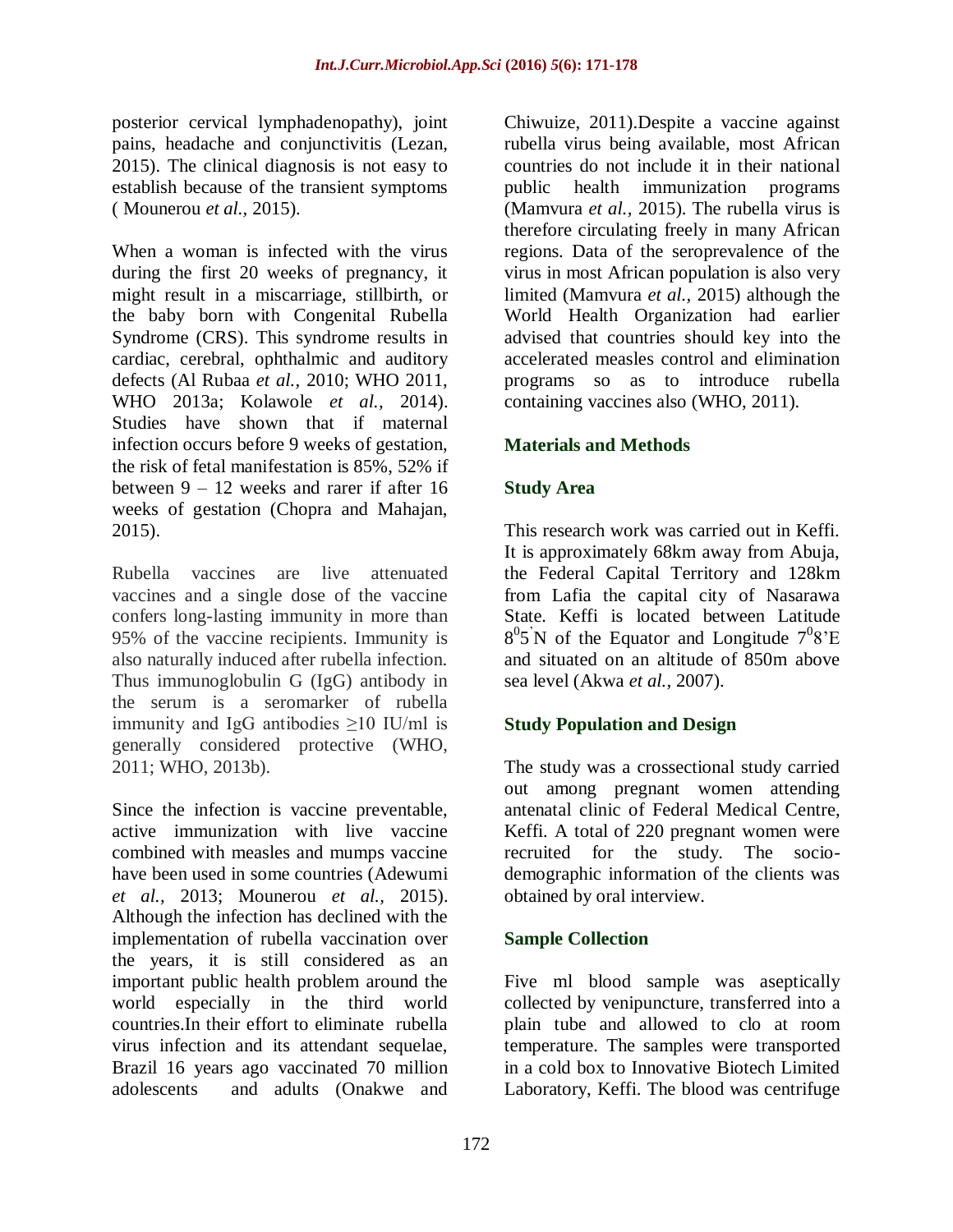posterior cervical lymphadenopathy), joint pains, headache and conjunctivitis (Lezan, 2015). The clinical diagnosis is not easy to establish because of the transient symptoms ( Mounerou *et al.*, 2015).

When a woman is infected with the virus during the first 20 weeks of pregnancy, it might result in a miscarriage, stillbirth, or the baby born with Congenital Rubella Syndrome (CRS). This syndrome results in cardiac, cerebral, ophthalmic and auditory defects (Al Rubaa *et al.*, 2010; WHO 2011, WHO 2013a; Kolawole *et al.*, 2014). Studies have shown that if maternal infection occurs before 9 weeks of gestation, the risk of fetal manifestation is 85%, 52% if between 9 – 12 weeks and rarer if after 16 weeks of gestation (Chopra and Mahajan, 2015).

Rubella vaccines are live attenuated vaccines and a single dose of the vaccine confers long-lasting immunity in more than 95% of the vaccine recipients. Immunity is also naturally induced after rubella infection. Thus immunoglobulin G (IgG) antibody in the serum is a seromarker of rubella immunity and IgG antibodies ≥10 IU/ml is generally considered protective (WHO, 2011; WHO, 2013b).

Since the infection is vaccine preventable, active immunization with live vaccine combined with measles and mumps vaccine have been used in some countries (Adewumi *et al.,* 2013; Mounerou *et al.,* 2015). Although the infection has declined with the implementation of rubella vaccination over the years, it is still considered as an important public health problem around the world especially in the third world countries.In their effort to eliminate rubella virus infection and its attendant sequelae, Brazil 16 years ago vaccinated 70 million adolescents and adults (Onakwe and Chiwuize, 2011).Despite a vaccine against rubella virus being available, most African countries do not include it in their national public health immunization programs (Mamvura *et al.*, 2015). The rubella virus is therefore circulating freely in many African regions. Data of the seroprevalence of the virus in most African population is also very limited (Mamvura *et al.,* 2015) although the World Health Organization had earlier advised that countries should key into the accelerated measles control and elimination programs so as to introduce rubella containing vaccines also (WHO, 2011).

## Materials and Methods

### Study Area

This research work was carried out in Keffi. It is approximately 68km away from Abuja, the Federal Capital Territory and 128km from Lafia the capital city of Nasarawa State. Keffi is located between Latitude $8^{0}5^{'}$N of the Equator and Longitude $7^{0}8$'E and situated on an altitude of 850m above sea level (Akwa *et al.,* 2007).

### Study Population and Design

The study was a crossectional study carried out among pregnant women attending antenatal clinic of Federal Medical Centre, Keffi. A total of 220 pregnant women were recruited for the study. The socio-demographic information of the clients was obtained by oral interview.

### Sample Collection

Five ml blood sample was aseptically collected by venipuncture, transferred into a plain tube and allowed to clo at room temperature. The samples were transported in a cold box to Innovative Biotech Limited Laboratory, Keffi. The blood was centrifuge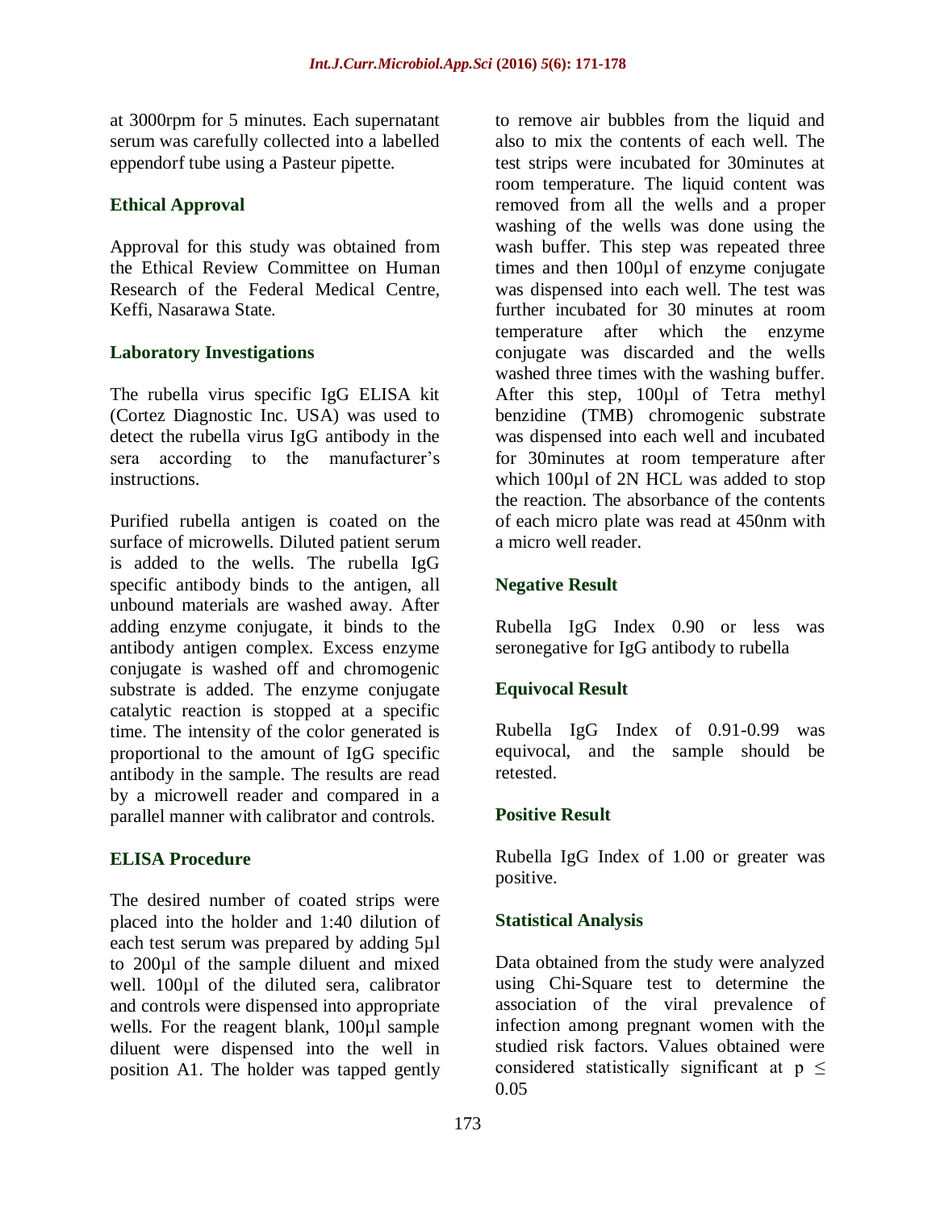at 3000rpm for 5 minutes. Each supernatant serum was carefully collected into a labelled eppendorf tube using a Pasteur pipette.

### Ethical Approval

Approval for this study was obtained from the Ethical Review Committee on Human Research of the Federal Medical Centre, Keffi, Nasarawa State.

### Laboratory Investigations

The rubella virus specific IgG ELISA kit (Cortez Diagnostic Inc. USA) was used to detect the rubella virus IgG antibody in the sera according to the manufacturer's instructions.

Purified rubella antigen is coated on the surface of microwells. Diluted patient serum is added to the wells. The rubella IgG specific antibody binds to the antigen, all unbound materials are washed away. After adding enzyme conjugate, it binds to the antibody antigen complex. Excess enzyme conjugate is washed off and chromogenic substrate is added. The enzyme conjugate catalytic reaction is stopped at a specific time. The intensity of the color generated is proportional to the amount of IgG specific antibody in the sample. The results are read by a microwell reader and compared in a parallel manner with calibrator and controls.

### ELISA Procedure

The desired number of coated strips were placed into the holder and 1:40 dilution of each test serum was prepared by adding 5µl to 200µl of the sample diluent and mixed well. 100µl of the diluted sera, calibrator and controls were dispensed into appropriate wells. For the reagent blank, 100µl sample diluent were dispensed into the well in position A1. The holder was tapped gently to remove air bubbles from the liquid and also to mix the contents of each well. The test strips were incubated for 30minutes at room temperature. The liquid content was removed from all the wells and a proper washing of the wells was done using the wash buffer. This step was repeated three times and then 100µl of enzyme conjugate was dispensed into each well. The test was further incubated for 30 minutes at room temperature after which the enzyme conjugate was discarded and the wells washed three times with the washing buffer. After this step, 100µl of Tetra methyl benzidine (TMB) chromogenic substrate was dispensed into each well and incubated for 30minutes at room temperature after which 100µl of 2N HCL was added to stop the reaction. The absorbance of the contents of each micro plate was read at 450nm with a micro well reader.

### Negative Result

Rubella IgG Index 0.90 or less was seronegative for IgG antibody to rubella

### Equivocal Result

Rubella IgG Index of 0.91-0.99 was equivocal, and the sample should be retested.

### Positive Result

Rubella IgG Index of 1.00 or greater was positive.

### Statistical Analysis

Data obtained from the study were analyzed using Chi-Square test to determine the association of the viral prevalence of infection among pregnant women with the studied risk factors. Values obtained were considered statistically significant at $p \leq 0.05$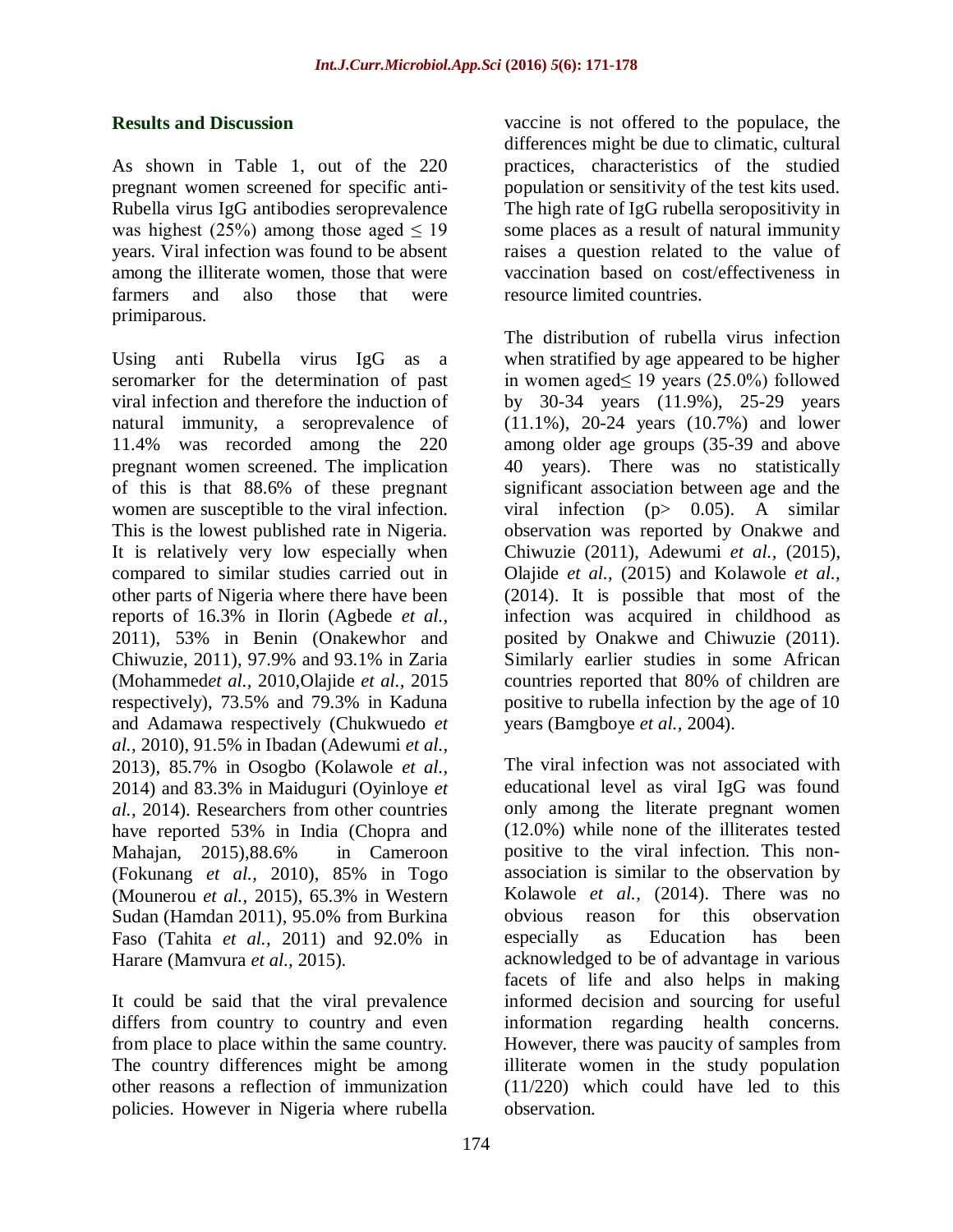## Results and Discussion

As shown in Table 1, out of the 220 pregnant women screened for specific anti-Rubella virus IgG antibodies seroprevalence was highest (25%) among those aged ≤ 19 years. Viral infection was found to be absent among the illiterate women, those that were farmers and also those that were primiparous.

Using anti Rubella virus IgG as a seromarker for the determination of past viral infection and therefore the induction of natural immunity, a seroprevalence of 11.4% was recorded among the 220 pregnant women screened. The implication of this is that 88.6% of these pregnant women are susceptible to the viral infection. This is the lowest published rate in Nigeria. It is relatively very low especially when compared to similar studies carried out in other parts of Nigeria where there have been reports of 16.3% in Ilorin (Agbede *et al.,* 2011), 53% in Benin (Onakewhor and Chiwuzie, 2011), 97.9% and 93.1% in Zaria (Mohammed*et al.,* 2010,Olajide *et al.,* 2015 respectively), 73.5% and 79.3% in Kaduna and Adamawa respectively (Chukwuedo *et al.,* 2010), 91.5% in Ibadan (Adewumi *et al.,* 2013), 85.7% in Osogbo (Kolawole *et al.,* 2014) and 83.3% in Maiduguri (Oyinloye *et al.,* 2014). Researchers from other countries have reported 53% in India (Chopra and Mahajan, 2015),88.6% in Cameroon (Fokunang *et al.,* 2010), 85% in Togo (Mounerou *et al.,* 2015), 65.3% in Western Sudan (Hamdan 2011), 95.0% from Burkina Faso (Tahita *et al.,* 2011) and 92.0% in Harare (Mamvura *et al.,* 2015).

It could be said that the viral prevalence differs from country to country and even from place to place within the same country. The country differences might be among other reasons a reflection of immunization policies. However in Nigeria where rubella vaccine is not offered to the populace, the differences might be due to climatic, cultural practices, characteristics of the studied population or sensitivity of the test kits used. The high rate of IgG rubella seropositivity in some places as a result of natural immunity raises a question related to the value of vaccination based on cost/effectiveness in resource limited countries.

The distribution of rubella virus infection when stratified by age appeared to be higher in women aged≤ 19 years (25.0%) followed by 30-34 years (11.9%), 25-29 years (11.1%), 20-24 years (10.7%) and lower among older age groups (35-39 and above 40 years). There was no statistically significant association between age and the viral infection ($p > 0.05$). A similar observation was reported by Onakwe and Chiwuzie (2011), Adewumi *et al.,* (2015), Olajide *et al.,* (2015) and Kolawole *et al.,* (2014). It is possible that most of the infection was acquired in childhood as posited by Onakwe and Chiwuzie (2011). Similarly earlier studies in some African countries reported that 80% of children are positive to rubella infection by the age of 10 years (Bamgboye *et al.,* 2004).

The viral infection was not associated with educational level as viral IgG was found only among the literate pregnant women (12.0%) while none of the illiterates tested positive to the viral infection. This non-association is similar to the observation by Kolawole *et al.,* (2014). There was no obvious reason for this observation especially as Education has been acknowledged to be of advantage in various facets of life and also helps in making informed decision and sourcing for useful information regarding health concerns. However, there was paucity of samples from illiterate women in the study population (11/220) which could have led to this observation.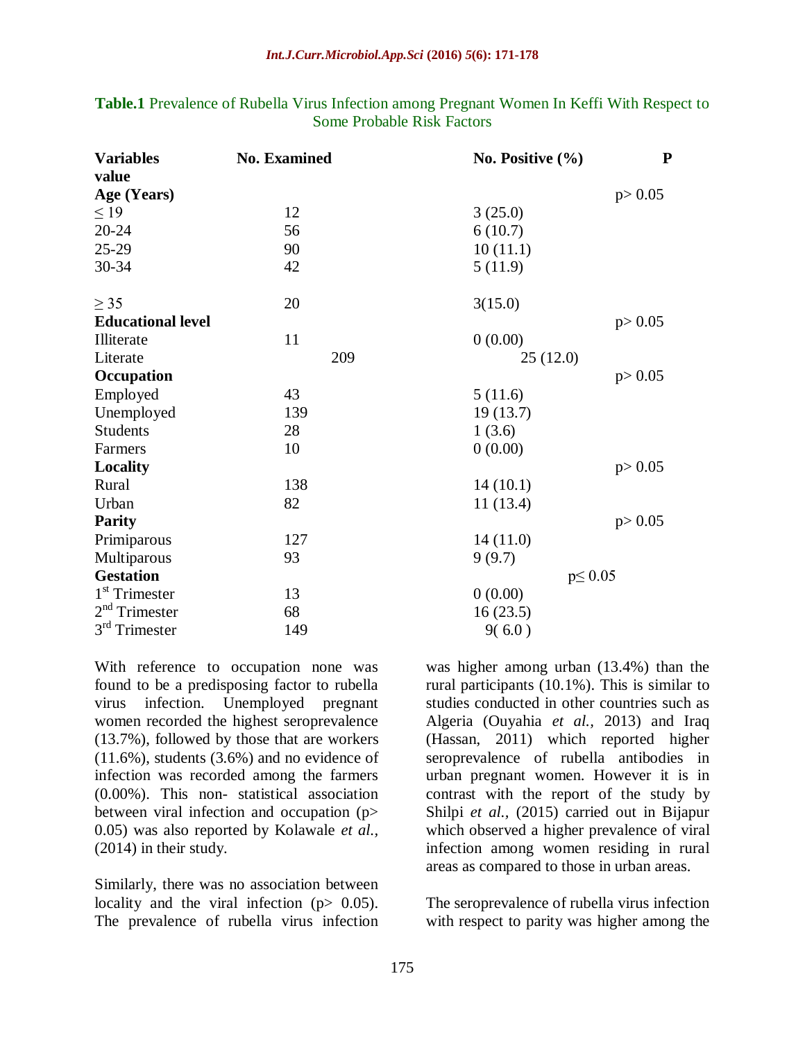**Table.1** Prevalence of Rubella Virus Infection among Pregnant Women In Keffi With Respect to Some Probable Risk Factors

| Variables | No. Examined | No. Positive (%) | P value |
|---|---|---|---|
| **Age (Years)** | | | p> 0.05 |
| ≤ 19 | 12 | 3 (25.0) | |
| 20-24 | 56 | 6 (10.7) | |
| 25-29 | 90 | 10 (11.1) | |
| 30-34 | 42 | 5 (11.9) | |
| ≥ 35 | 20 | 3(15.0) | |
| **Educational level** | | | p> 0.05 |
| Illiterate | 11 | 0 (0.00) | |
| Literate | 209 | 25 (12.0) | |
| **Occupation** | | | p> 0.05 |
| Employed | 43 | 5 (11.6) | |
| Unemployed | 139 | 19 (13.7) | |
| Students | 28 | 1 (3.6) | |
| Farmers | 10 | 0 (0.00) | |
| **Locality** | | | p> 0.05 |
| Rural | 138 | 14 (10.1) | |
| Urban | 82 | 11 (13.4) | |
| **Parity** | | | p> 0.05 |
| Primiparous | 127 | 14 (11.0) | |
| Multiparous | 93 | 9 (9.7) | |
| **Gestation** | | | p≤ 0.05 |
| 1st Trimester | 13 | 0 (0.00) | |
| 2nd Trimester | 68 | 16 (23.5) | |
| 3rd Trimester | 149 | 9( 6.0 ) | |

With reference to occupation none was found to be a predisposing factor to rubella virus infection. Unemployed pregnant women recorded the highest seroprevalence (13.7%), followed by those that are workers (11.6%), students (3.6%) and no evidence of infection was recorded among the farmers (0.00%). This non- statistical association between viral infection and occupation ($p > 0.05$) was also reported by Kolawale *et al.,* (2014) in their study.

Similarly, there was no association between locality and the viral infection ($p > 0.05$). The prevalence of rubella virus infection was higher among urban (13.4%) than the rural participants (10.1%). This is similar to studies conducted in other countries such as Algeria (Ouyahia *et al.,* 2013) and Iraq (Hassan, 2011) which reported higher seroprevalence of rubella antibodies in urban pregnant women. However it is in contrast with the report of the study by Shilpi *et al.,* (2015) carried out in Bijapur which observed a higher prevalence of viral infection among women residing in rural areas as compared to those in urban areas.

The seroprevalence of rubella virus infection with respect to parity was higher among the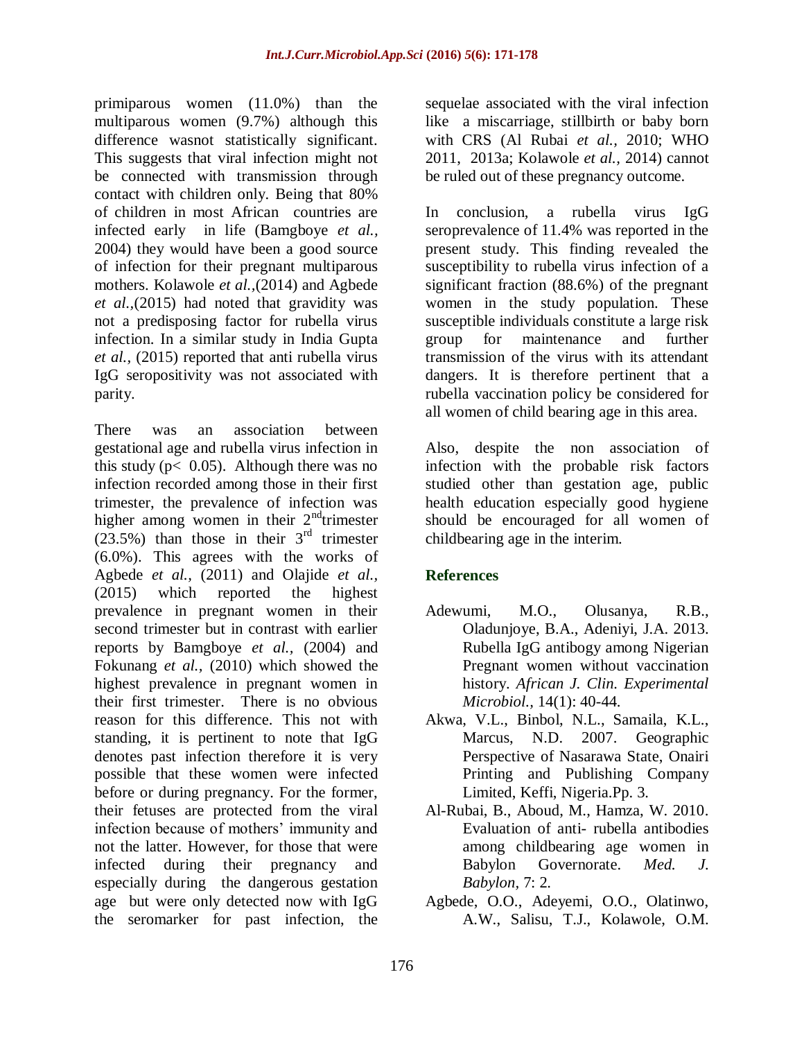primiparous women (11.0%) than the multiparous women (9.7%) although this difference wasnot statistically significant. This suggests that viral infection might not be connected with transmission through contact with children only. Being that 80% of children in most African countries are infected early in life (Bamgboye *et al.,* 2004) they would have been a good source of infection for their pregnant multiparous mothers. Kolawole *et al.*,(2014) and Agbede *et al.*,(2015) had noted that gravidity was not a predisposing factor for rubella virus infection. In a similar study in India Gupta *et al.,* (2015) reported that anti rubella virus IgG seropositivity was not associated with parity.

There was an association between gestational age and rubella virus infection in this study ($p < 0.05$). Although there was no infection recorded among those in their first trimester, the prevalence of infection was higher among women in their 2nd trimester (23.5%) than those in their 3rd trimester (6.0%). This agrees with the works of Agbede *et al.,* (2011) and Olajide *et al.,* (2015) which reported the highest prevalence in pregnant women in their second trimester but in contrast with earlier reports by Bamgboye *et al.,* (2004) and Fokunang *et al.,* (2010) which showed the highest prevalence in pregnant women in their first trimester. There is no obvious reason for this difference. This not with standing, it is pertinent to note that IgG denotes past infection therefore it is very possible that these women were infected before or during pregnancy. For the former, their fetuses are protected from the viral infection because of mothers' immunity and not the latter. However, for those that were infected during their pregnancy and especially during the dangerous gestation age but were only detected now with IgG the seromarker for past infection, the sequelae associated with the viral infection like a miscarriage, stillbirth or baby born with CRS (Al Rubai *et al.,* 2010; WHO 2011, 2013a; Kolawole *et al.,* 2014) cannot be ruled out of these pregnancy outcome.

In conclusion, a rubella virus IgG seroprevalence of 11.4% was reported in the present study. This finding revealed the susceptibility to rubella virus infection of a significant fraction (88.6%) of the pregnant women in the study population. These susceptible individuals constitute a large risk group for maintenance and further transmission of the virus with its attendant dangers. It is therefore pertinent that a rubella vaccination policy be considered for all women of child bearing age in this area.

Also, despite the non association of infection with the probable risk factors studied other than gestation age, public health education especially good hygiene should be encouraged for all women of childbearing age in the interim.

## References

- Adewumi, M.O., Olusanya, R.B., Oladunjoye, B.A., Adeniyi, J.A. 2013. Rubella IgG antibogy among Nigerian Pregnant women without vaccination history. *African J. Clin. Experimental Microbiol.,* 14(1): 40-44.
- Akwa, V.L., Binbol, N.L., Samaila, K.L., Marcus, N.D. 2007. Geographic Perspective of Nasarawa State, Onairi Printing and Publishing Company Limited, Keffi, Nigeria.Pp. 3.
- Al-Rubai, B., Aboud, M., Hamza, W. 2010. Evaluation of anti- rubella antibodies among childbearing age women in Babylon Governorate. *Med. J. Babylon,* 7: 2.
- Agbede, O.O., Adeyemi, O.O., Olatinwo, A.W., Salisu, T.J., Kolawole, O.M.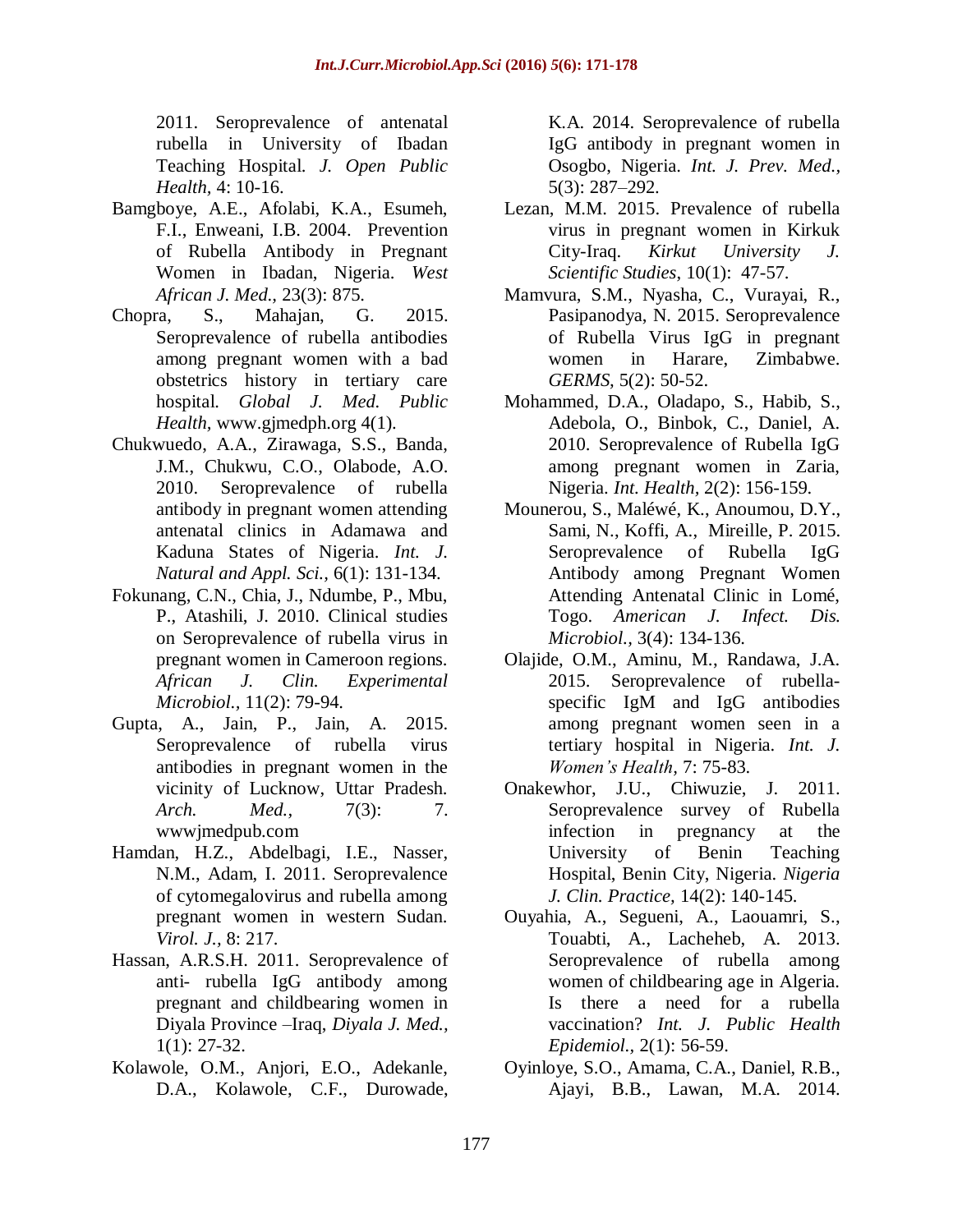2011. Seroprevalence of antenatal rubella in University of Ibadan Teaching Hospital. *J. Open Public Health*, 4: 10-16.

Bamgboye, A.E., Afolabi, K.A., Esumeh, F.I., Enweani, I.B. 2004. Prevention of Rubella Antibody in Pregnant Women in Ibadan, Nigeria. *West African J. Med.*, 23(3): 875.

Chopra, S., Mahajan, G. 2015. Seroprevalence of rubella antibodies among pregnant women with a bad obstetrics history in tertiary care hospital. *Global J. Med. Public Health,* www.gjmedph.org 4(1).

Chukwuedo, A.A., Zirawaga, S.S., Banda, J.M., Chukwu, C.O., Olabode, A.O. 2010. Seroprevalence of rubella antibody in pregnant women attending antenatal clinics in Adamawa and Kaduna States of Nigeria. *Int. J. Natural and Appl. Sci.,* 6(1): 131-134.

Fokunang, C.N., Chia, J., Ndumbe, P., Mbu, P., Atashili, J. 2010. Clinical studies on Seroprevalence of rubella virus in pregnant women in Cameroon regions. *African J. Clin. Experimental Microbiol.*, 11(2): 79-94.

Gupta, A., Jain, P., Jain, A. 2015. Seroprevalence of rubella virus antibodies in pregnant women in the vicinity of Lucknow, Uttar Pradesh. *Arch. Med.,* 7(3): 7. wwwjmedpub.com

Hamdan, H.Z., Abdelbagi, I.E., Nasser, N.M., Adam, I. 2011. Seroprevalence of cytomegalovirus and rubella among pregnant women in western Sudan. *Virol. J.,* 8: 217.

Hassan, A.R.S.H. 2011. Seroprevalence of anti- rubella IgG antibody among pregnant and childbearing women in Diyala Province –Iraq, *Diyala J. Med.,* 1(1): 27-32.

Kolawole, O.M., Anjori, E.O., Adekanle, D.A., Kolawole, C.F., Durowade, K.A. 2014. Seroprevalence of rubella IgG antibody in pregnant women in Osogbo, Nigeria. *Int. J. Prev. Med.,* 5(3): 287–292.

Lezan, M.M. 2015. Prevalence of rubella virus in pregnant women in Kirkuk City-Iraq. *Kirkut University J. Scientific Studies,* 10(1): 47-57.

Mamvura, S.M., Nyasha, C., Vurayai, R., Pasipanodya, N. 2015. Seroprevalence of Rubella Virus IgG in pregnant women in Harare, Zimbabwe. *GERMS,* 5(2): 50-52.

Mohammed, D.A., Oladapo, S., Habib, S., Adebola, O., Binbok, C., Daniel, A. 2010. Seroprevalence of Rubella IgG among pregnant women in Zaria, Nigeria. *Int. Health,* 2(2): 156-159.

Mounerou, S., Maléwé, K., Anoumou, D.Y., Sami, N., Koffi, A., Mireille, P. 2015. Seroprevalence of Rubella IgG Antibody among Pregnant Women Attending Antenatal Clinic in Lomé, Togo. *American J. Infect. Dis. Microbiol.,* 3(4): 134-136.

Olajide, O.M., Aminu, M., Randawa, J.A. 2015. Seroprevalence of rubella-specific IgM and IgG antibodies among pregnant women seen in a tertiary hospital in Nigeria. *Int. J. Women's Health,* 7: 75-83.

Onakewhor, J.U., Chiwuzie, J. 2011. Seroprevalence survey of Rubella infection in pregnancy at the University of Benin Teaching Hospital, Benin City, Nigeria. *Nigeria J. Clin. Practice,* 14(2): 140-145.

Ouyahia, A., Segueni, A., Laouamri, S., Touabti, A., Lacheheb, A. 2013. Seroprevalence of rubella among women of childbearing age in Algeria. Is there a need for a rubella vaccination? *Int. J. Public Health Epidemiol.,* 2(1): 56-59.

Oyinloye, S.O., Amama, C.A., Daniel, R.B., Ajayi, B.B., Lawan, M.A. 2014.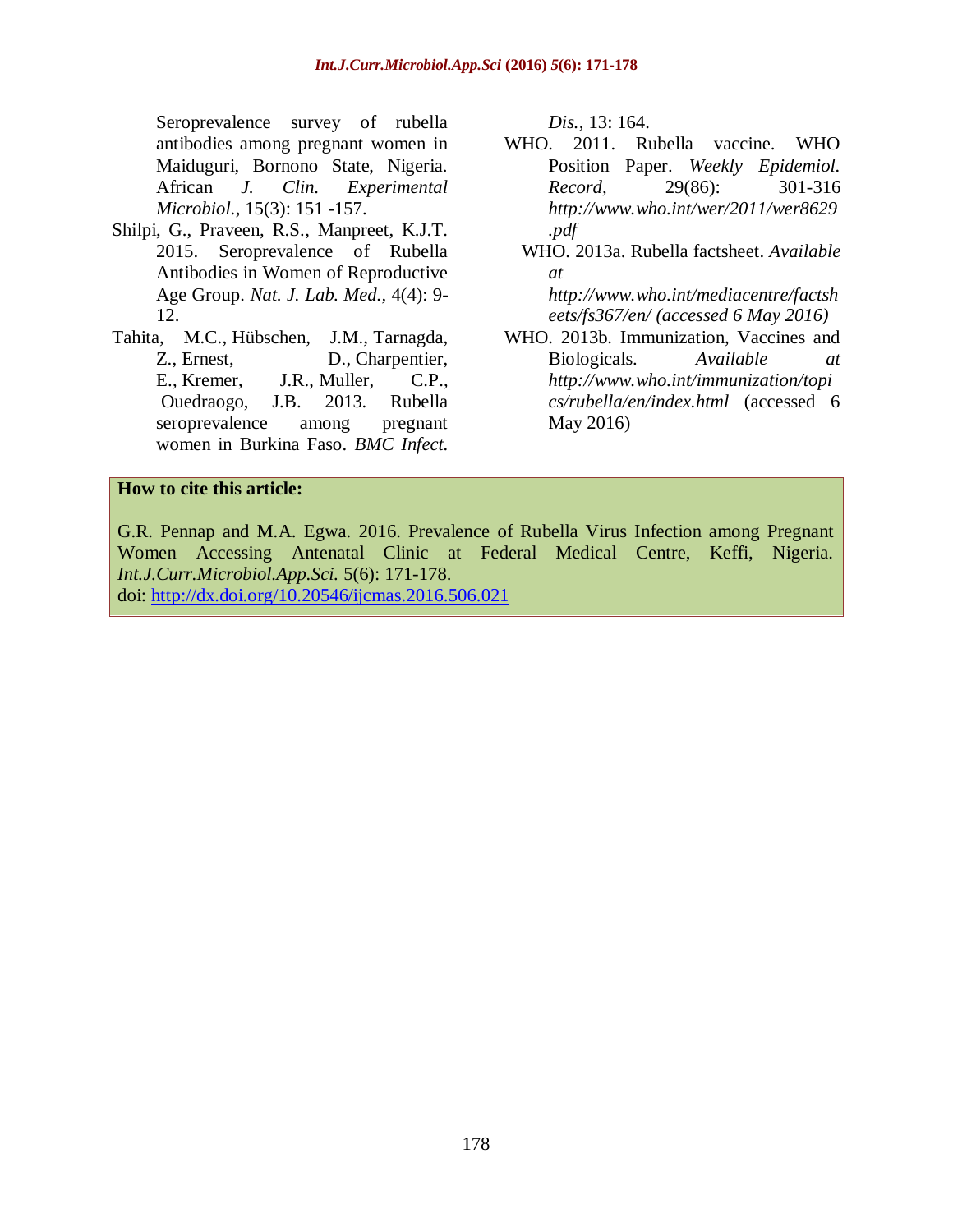Seroprevalence survey of rubella antibodies among pregnant women in Maiduguri, Bornono State, Nigeria. African *J. Clin. Experimental Microbiol.*, 15(3): 151 -157.

Shilpi, G., Praveen, R.S., Manpreet, K.J.T. 2015. Seroprevalence of Rubella Antibodies in Women of Reproductive Age Group. *Nat. J. Lab. Med.,* 4(4): 9-12.

Tahita, M.C., Hübschen, J.M., Tarnagda, Z., Ernest, D., Charpentier, E., Kremer, J.R., Muller, C.P., Ouedraogo, J.B. 2013. Rubella seroprevalence among pregnant women in Burkina Faso. *BMC Infect. Dis.,* 13: 164.

WHO. 2011. Rubella vaccine. WHO Position Paper. *Weekly Epidemiol. Record,* 29(86): 301-316 *http://www.who.int/wer/2011/wer8629.pdf*

WHO. 2013a. Rubella factsheet. *Available at http://www.who.int/mediacentre/factsheets/fs367/en/ (accessed 6 May 2016)*

WHO. 2013b. Immunization, Vaccines and Biologicals. *Available at http://www.who.int/immunization/topics/rubella/en/index.html* (accessed 6 May 2016)

**How to cite this article:**

G.R. Pennap and M.A. Egwa. 2016. Prevalence of Rubella Virus Infection among Pregnant Women Accessing Antenatal Clinic at Federal Medical Centre, Keffi, Nigeria. *Int.J.Curr.Microbiol.App.Sci.* 5(6): 171-178.
doi: http://dx.doi.org/10.20546/ijcmas.2016.506.021